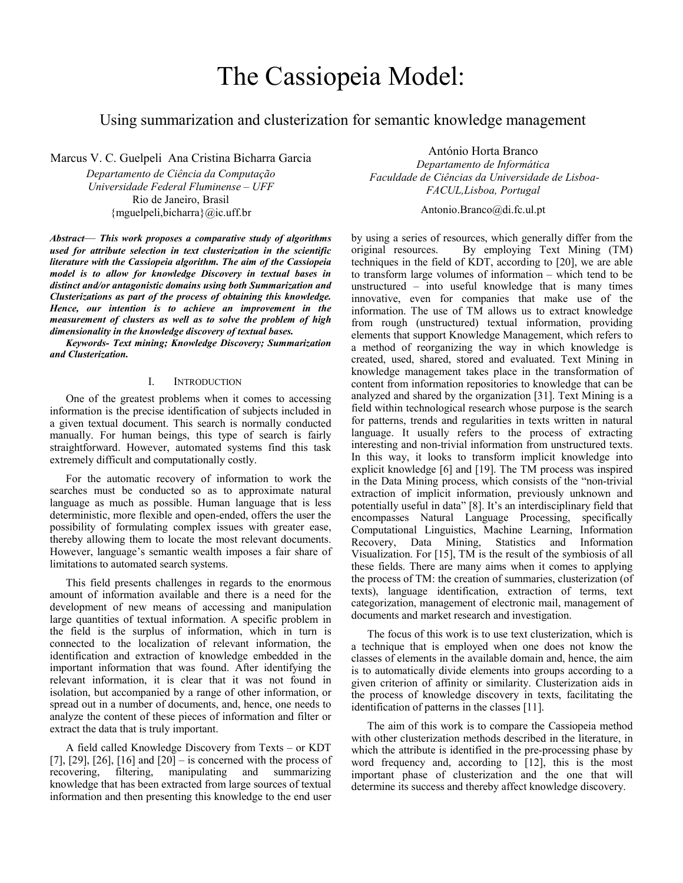# The Cassiopeia Model:

## Using summarization and clusterization for semantic knowledge management

Marcus V. C. Guelpeli  Ana Cristina Bicharra Garcia

*Departamento de Ciência da Computação*
*Universidade Federal Fluminense – UFF*
Rio de Janeiro, Brasil
{mguelpeli,bicharra}@ic.uff.br

António Horta Branco

*Departamento de Informática*
*Faculdade de Ciências da Universidade de Lisboa-FACUL,Lisboa, Portugal*
Antonio.Branco@di.fc.ul.pt

***Abstract*— This work proposes a comparative study of algorithms used for attribute selection in text clusterization in the scientific literature with the Cassiopeia algorithm. The aim of the Cassiopeia model is to allow for knowledge Discovery in textual bases in distinct and/or antagonistic domains using both Summarization and Clusterizations as part of the process of obtaining this knowledge. Hence, our intention is to achieve an improvement in the measurement of clusters as well as to solve the problem of high dimensionality in the knowledge discovery of textual bases.**

***Keywords- Text mining; Knowledge Discovery; Summarization and Clusterization.***

### I. Introduction

One of the greatest problems when it comes to accessing information is the precise identification of subjects included in a given textual document. This search is normally conducted manually. For human beings, this type of search is fairly straightforward. However, automated systems find this task extremely difficult and computationally costly.

For the automatic recovery of information to work the searches must be conducted so as to approximate natural language as much as possible. Human language that is less deterministic, more flexible and open-ended, offers the user the possibility of formulating complex issues with greater ease, thereby allowing them to locate the most relevant documents. However, language's semantic wealth imposes a fair share of limitations to automated search systems.

This field presents challenges in regards to the enormous amount of information available and there is a need for the development of new means of accessing and manipulation large quantities of textual information. A specific problem in the field is the surplus of information, which in turn is connected to the localization of relevant information, the identification and extraction of knowledge embedded in the important information that was found. After identifying the relevant information, it is clear that it was not found in isolation, but accompanied by a range of other information, or spread out in a number of documents, and, hence, one needs to analyze the content of these pieces of information and filter or extract the data that is truly important.

A field called Knowledge Discovery from Texts – or KDT [7], [29], [26], [16] and [20] – is concerned with the process of recovering, filtering, manipulating and summarizing knowledge that has been extracted from large sources of textual information and then presenting this knowledge to the end user by using a series of resources, which generally differ from the original resources. By employing Text Mining (TM) techniques in the field of KDT, according to [20], we are able to transform large volumes of information – which tend to be unstructured – into useful knowledge that is many times innovative, even for companies that make use of the information. The use of TM allows us to extract knowledge from rough (unstructured) textual information, providing elements that support Knowledge Management, which refers to a method of reorganizing the way in which knowledge is created, used, shared, stored and evaluated. Text Mining in knowledge management takes place in the transformation of content from information repositories to knowledge that can be analyzed and shared by the organization [31]. Text Mining is a field within technological research whose purpose is the search for patterns, trends and regularities in texts written in natural language. It usually refers to the process of extracting interesting and non-trivial information from unstructured texts. In this way, it looks to transform implicit knowledge into explicit knowledge [6] and [19]. The TM process was inspired in the Data Mining process, which consists of the "non-trivial extraction of implicit information, previously unknown and potentially useful in data" [8]. It's an interdisciplinary field that encompasses Natural Language Processing, specifically Computational Linguistics, Machine Learning, Information Recovery, Data Mining, Statistics and Information Visualization. For [15], TM is the result of the symbiosis of all these fields. There are many aims when it comes to applying the process of TM: the creation of summaries, clusterization (of texts), language identification, extraction of terms, text categorization, management of electronic mail, management of documents and market research and investigation.

The focus of this work is to use text clusterization, which is a technique that is employed when one does not know the classes of elements in the available domain and, hence, the aim is to automatically divide elements into groups according to a given criterion of affinity or similarity. Clusterization aids in the process of knowledge discovery in texts, facilitating the identification of patterns in the classes [11].

The aim of this work is to compare the Cassiopeia method with other clusterization methods described in the literature, in which the attribute is identified in the pre-processing phase by word frequency and, according to [12], this is the most important phase of clusterization and the one that will determine its success and thereby affect knowledge discovery.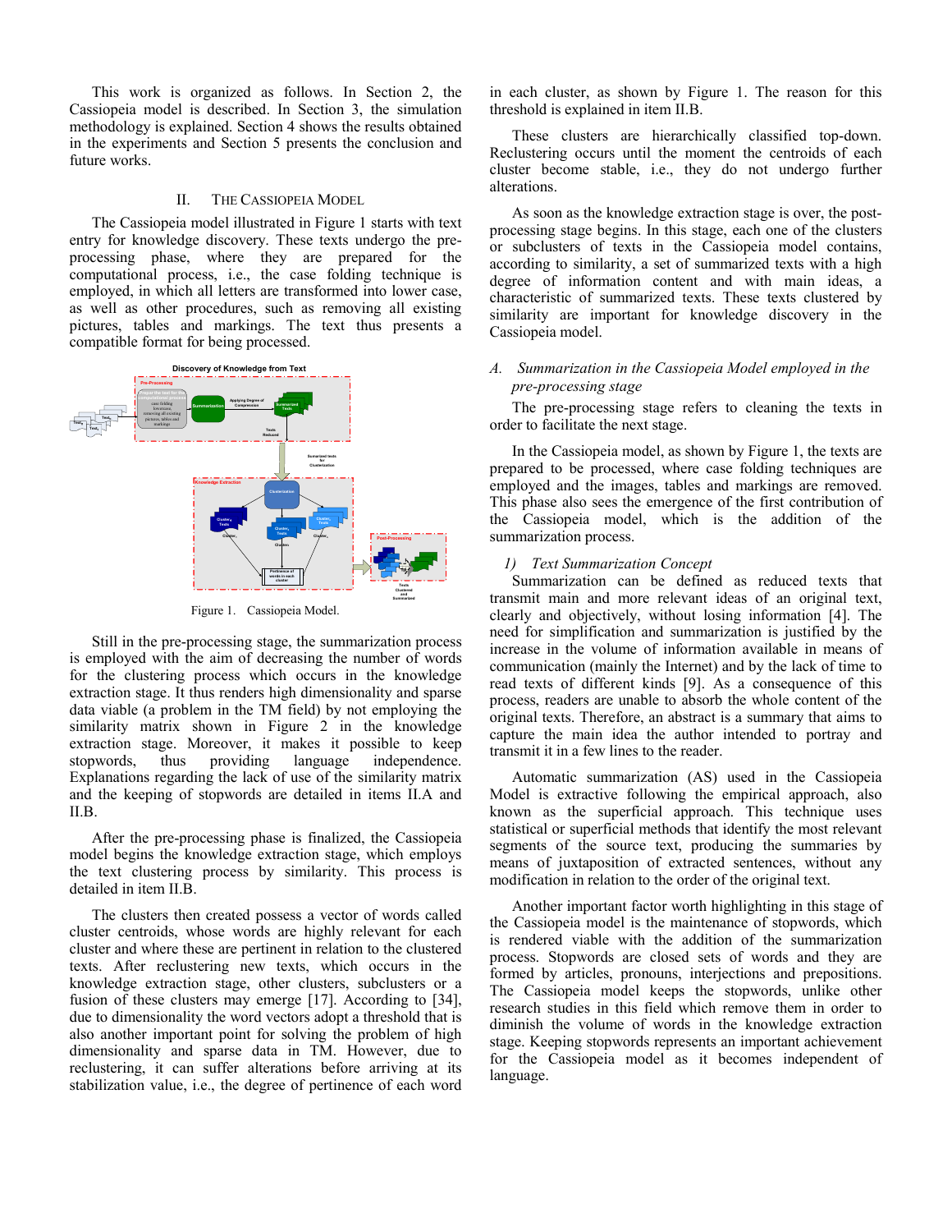This work is organized as follows. In Section 2, the Cassiopeia model is described. In Section 3, the simulation methodology is explained. Section 4 shows the results obtained in the experiments and Section 5 presents the conclusion and future works.

## II. The Cassiopeia Model

The Cassiopeia model illustrated in Figure 1 starts with text entry for knowledge discovery. These texts undergo the pre-processing phase, where they are prepared for the computational process, i.e., the case folding technique is employed, in which all letters are transformed into lower case, as well as other procedures, such as removing all existing pictures, tables and markings. The text thus presents a compatible format for being processed.

Figure 1. Cassiopeia Model.

Still in the pre-processing stage, the summarization process is employed with the aim of decreasing the number of words for the clustering process which occurs in the knowledge extraction stage. It thus renders high dimensionality and sparse data viable (a problem in the TM field) by not employing the similarity matrix shown in Figure 2 in the knowledge extraction stage. Moreover, it makes it possible to keep stopwords, thus providing language independence. Explanations regarding the lack of use of the similarity matrix and the keeping of stopwords are detailed in items II.A and II.B.

After the pre-processing phase is finalized, the Cassiopeia model begins the knowledge extraction stage, which employs the text clustering process by similarity. This process is detailed in item II.B.

The clusters then created possess a vector of words called cluster centroids, whose words are highly relevant for each cluster and where these are pertinent in relation to the clustered texts. After reclustering new texts, which occurs in the knowledge extraction stage, other clusters, subclusters or a fusion of these clusters may emerge [17]. According to [34], due to dimensionality the word vectors adopt a threshold that is also another important point for solving the problem of high dimensionality and sparse data in TM. However, due to reclustering, it can suffer alterations before arriving at its stabilization value, i.e., the degree of pertinence of each word in each cluster, as shown by Figure 1. The reason for this threshold is explained in item II.B.

These clusters are hierarchically classified top-down. Reclustering occurs until the moment the centroids of each cluster become stable, i.e., they do not undergo further alterations.

As soon as the knowledge extraction stage is over, the post-processing stage begins. In this stage, each one of the clusters or subclusters of texts in the Cassiopeia model contains, according to similarity, a set of summarized texts with a high degree of information content and with main ideas, a characteristic of summarized texts. These texts clustered by similarity are important for knowledge discovery in the Cassiopeia model.

### *A. Summarization in the Cassiopeia Model employed in the pre-processing stage*

The pre-processing stage refers to cleaning the texts in order to facilitate the next stage.

In the Cassiopeia model, as shown by Figure 1, the texts are prepared to be processed, where case folding techniques are employed and the images, tables and markings are removed. This phase also sees the emergence of the first contribution of the Cassiopeia model, which is the addition of the summarization process.

#### *1) Text Summarization Concept*

Summarization can be defined as reduced texts that transmit main and more relevant ideas of an original text, clearly and objectively, without losing information [4]. The need for simplification and summarization is justified by the increase in the volume of information available in means of communication (mainly the Internet) and by the lack of time to read texts of different kinds [9]. As a consequence of this process, readers are unable to absorb the whole content of the original texts. Therefore, an abstract is a summary that aims to capture the main idea the author intended to portray and transmit it in a few lines to the reader.

Automatic summarization (AS) used in the Cassiopeia Model is extractive following the empirical approach, also known as the superficial approach. This technique uses statistical or superficial methods that identify the most relevant segments of the source text, producing the summaries by means of juxtaposition of extracted sentences, without any modification in relation to the order of the original text.

Another important factor worth highlighting in this stage of the Cassiopeia model is the maintenance of stopwords, which is rendered viable with the addition of the summarization process. Stopwords are closed sets of words and they are formed by articles, pronouns, interjections and prepositions. The Cassiopeia model keeps the stopwords, unlike other research studies in this field which remove them in order to diminish the volume of words in the knowledge extraction stage. Keeping stopwords represents an important achievement for the Cassiopeia model as it becomes independent of language.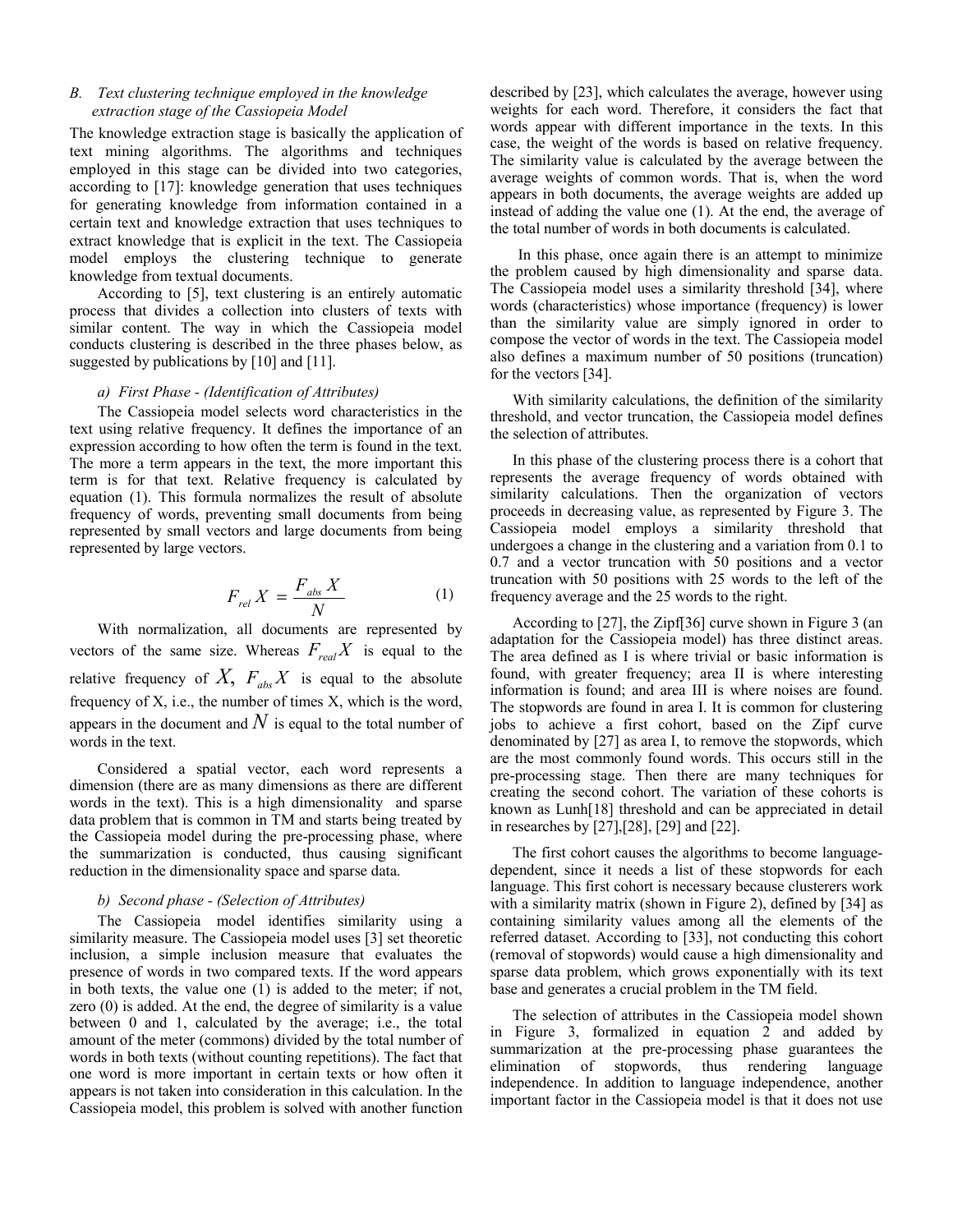### B. Text clustering technique employed in the knowledge extraction stage of the Cassiopeia Model

The knowledge extraction stage is basically the application of text mining algorithms. The algorithms and techniques employed in this stage can be divided into two categories, according to [17]: knowledge generation that uses techniques for generating knowledge from information contained in a certain text and knowledge extraction that uses techniques to extract knowledge that is explicit in the text. The Cassiopeia model employs the clustering technique to generate knowledge from textual documents.

According to [5], text clustering is an entirely automatic process that divides a collection into clusters of texts with similar content. The way in which the Cassiopeia model conducts clustering is described in the three phases below, as suggested by publications by [10] and [11].

#### a) First Phase - (Identification of Attributes)

The Cassiopeia model selects word characteristics in the text using relative frequency. It defines the importance of an expression according to how often the term is found in the text. The more a term appears in the text, the more important this term is for that text. Relative frequency is calculated by equation (1). This formula normalizes the result of absolute frequency of words, preventing small documents from being represented by small vectors and large documents from being represented by large vectors.

$$F_{rel}X = \frac{F_{abs}X}{N} \qquad (1)$$

With normalization, all documents are represented by vectors of the same size. Whereas $F_{real}X$ is equal to the relative frequency of $X$, $F_{abs}X$ is equal to the absolute frequency of X, i.e., the number of times X, which is the word, appears in the document and $N$ is equal to the total number of words in the text.

Considered a spatial vector, each word represents a dimension (there are as many dimensions as there are different words in the text). This is a high dimensionality and sparse data problem that is common in TM and starts being treated by the Cassiopeia model during the pre-processing phase, where the summarization is conducted, thus causing significant reduction in the dimensionality space and sparse data.

#### b) Second phase - (Selection of Attributes)

The Cassiopeia model identifies similarity using a similarity measure. The Cassiopeia model uses [3] set theoretic inclusion, a simple inclusion measure that evaluates the presence of words in two compared texts. If the word appears in both texts, the value one (1) is added to the meter; if not, zero (0) is added. At the end, the degree of similarity is a value between 0 and 1, calculated by the average; i.e., the total amount of the meter (commons) divided by the total number of words in both texts (without counting repetitions). The fact that one word is more important in certain texts or how often it appears is not taken into consideration in this calculation. In the Cassiopeia model, this problem is solved with another function described by [23], which calculates the average, however using weights for each word. Therefore, it considers the fact that words appear with different importance in the texts. In this case, the weight of the words is based on relative frequency. The similarity value is calculated by the average between the average weights of common words. That is, when the word appears in both documents, the average weights are added up instead of adding the value one (1). At the end, the average of the total number of words in both documents is calculated.

In this phase, once again there is an attempt to minimize the problem caused by high dimensionality and sparse data. The Cassiopeia model uses a similarity threshold [34], where words (characteristics) whose importance (frequency) is lower than the similarity value are simply ignored in order to compose the vector of words in the text. The Cassiopeia model also defines a maximum number of 50 positions (truncation) for the vectors [34].

With similarity calculations, the definition of the similarity threshold, and vector truncation, the Cassiopeia model defines the selection of attributes.

In this phase of the clustering process there is a cohort that represents the average frequency of words obtained with similarity calculations. Then the organization of vectors proceeds in decreasing value, as represented by Figure 3. The Cassiopeia model employs a similarity threshold that undergoes a change in the clustering and a variation from 0.1 to 0.7 and a vector truncation with 50 positions and a vector truncation with 50 positions with 25 words to the left of the frequency average and the 25 words to the right.

According to [27], the Zipf[36] curve shown in Figure 3 (an adaptation for the Cassiopeia model) has three distinct areas. The area defined as I is where trivial or basic information is found, with greater frequency; area II is where interesting information is found; and area III is where noises are found. The stopwords are found in area I. It is common for clustering jobs to achieve a first cohort, based on the Zipf curve denominated by [27] as area I, to remove the stopwords, which are the most commonly found words. This occurs still in the pre-processing stage. Then there are many techniques for creating the second cohort. The variation of these cohorts is known as Lunh[18] threshold and can be appreciated in detail in researches by [27],[28], [29] and [22].

The first cohort causes the algorithms to become language-dependent, since it needs a list of these stopwords for each language. This first cohort is necessary because clusterers work with a similarity matrix (shown in Figure 2), defined by [34] as containing similarity values among all the elements of the referred dataset. According to [33], not conducting this cohort (removal of stopwords) would cause a high dimensionality and sparse data problem, which grows exponentially with its text base and generates a crucial problem in the TM field.

The selection of attributes in the Cassiopeia model shown in Figure 3, formalized in equation 2 and added by summarization at the pre-processing phase guarantees the elimination of stopwords, thus rendering language independence. In addition to language independence, another important factor in the Cassiopeia model is that it does not use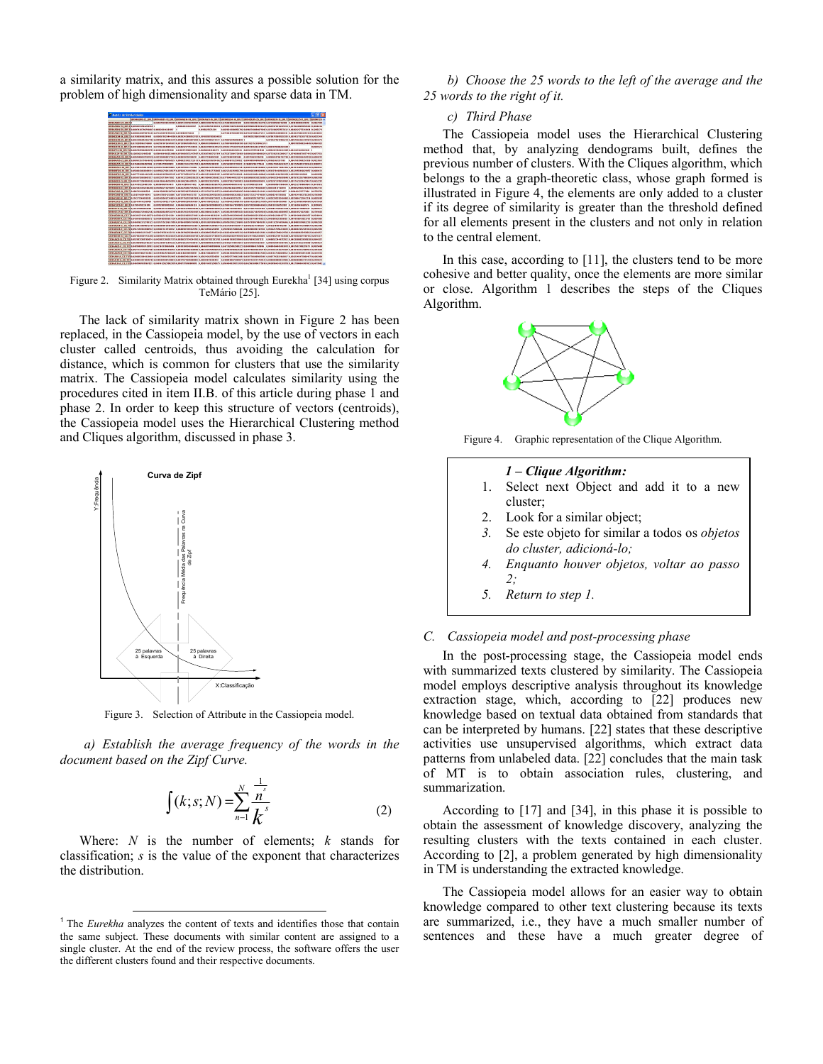a similarity matrix, and this assures a possible solution for the problem of high dimensionality and sparse data in TM.

Figure 2. Similarity Matrix obtained through Eurekha[1] [34] using corpus TeMário [25].

The lack of similarity matrix shown in Figure 2 has been replaced, in the Cassiopeia model, by the use of vectors in each cluster called centroids, thus avoiding the calculation for distance, which is common for clusters that use the similarity matrix. The Cassiopeia model calculates similarity using the procedures cited in item II.B. of this article during phase 1 and phase 2. In order to keep this structure of vectors (centroids), the Cassiopeia model uses the Hierarchical Clustering method and Cliques algorithm, discussed in phase 3.

Figure 3. Selection of Attribute in the Cassiopeia model.

*a) Establish the average frequency of the words in the document based on the Zipf Curve.*

$$\int(k;s;N) = \sum_{n-1}^{N} \frac{\frac{1}{n^{s}}}{k^{s}} \tag{2}$$

Where: $N$ is the number of elements; $k$ stands for classification; $s$ is the value of the exponent that characterizes the distribution.

*b) Choose the 25 words to the left of the average and the 25 words to the right of it.*

*c) Third Phase*

The Cassiopeia model uses the Hierarchical Clustering method that, by analyzing dendograms built, defines the previous number of clusters. With the Cliques algorithm, which belongs to the graph-theoretic class, whose graph formed is illustrated in Figure 4, the elements are only added to a cluster if its degree of similarity is greater than the threshold defined for all elements present in the clusters and not only in relation to the central element.

In this case, according to [11], the clusters tend to be more cohesive and better quality, once the elements are more similar or close. Algorithm 1 describes the steps of the Cliques Algorithm.

Figure 4. Graphic representation of the Clique Algorithm.

***1 – Clique Algorithm:***

1. Select next Object and add it to a new cluster;
2. Look for a similar object;
3. *Se este objeto for similar a todos os objetos do cluster, adicioná-lo;*
4. *Enquanto houver objetos, voltar ao passo 2;*
5. *Return to step 1.*

### C. Cassiopeia model and post-processing phase

In the post-processing stage, the Cassiopeia model ends with summarized texts clustered by similarity. The Cassiopeia model employs descriptive analysis throughout its knowledge extraction stage, which, according to [22] produces new knowledge based on textual data obtained from standards that can be interpreted by humans. [22] states that these descriptive activities use unsupervised algorithms, which extract data patterns from unlabeled data. [22] concludes that the main task of MT is to obtain association rules, clustering, and summarization.

According to [17] and [34], in this phase it is possible to obtain the assessment of knowledge discovery, analyzing the resulting clusters with the texts contained in each cluster. According to [2], a problem generated by high dimensionality in TM is understanding the extracted knowledge.

The Cassiopeia model allows for an easier way to obtain knowledge compared to other text clustering because its texts are summarized, i.e., they have a much smaller number of sentences and these have a much greater degree of

[1] The *Eurekha* analyzes the content of texts and identifies those that contain the same subject. These documents with similar content are assigned to a single cluster. At the end of the review process, the software offers the user the different clusters found and their respective documents.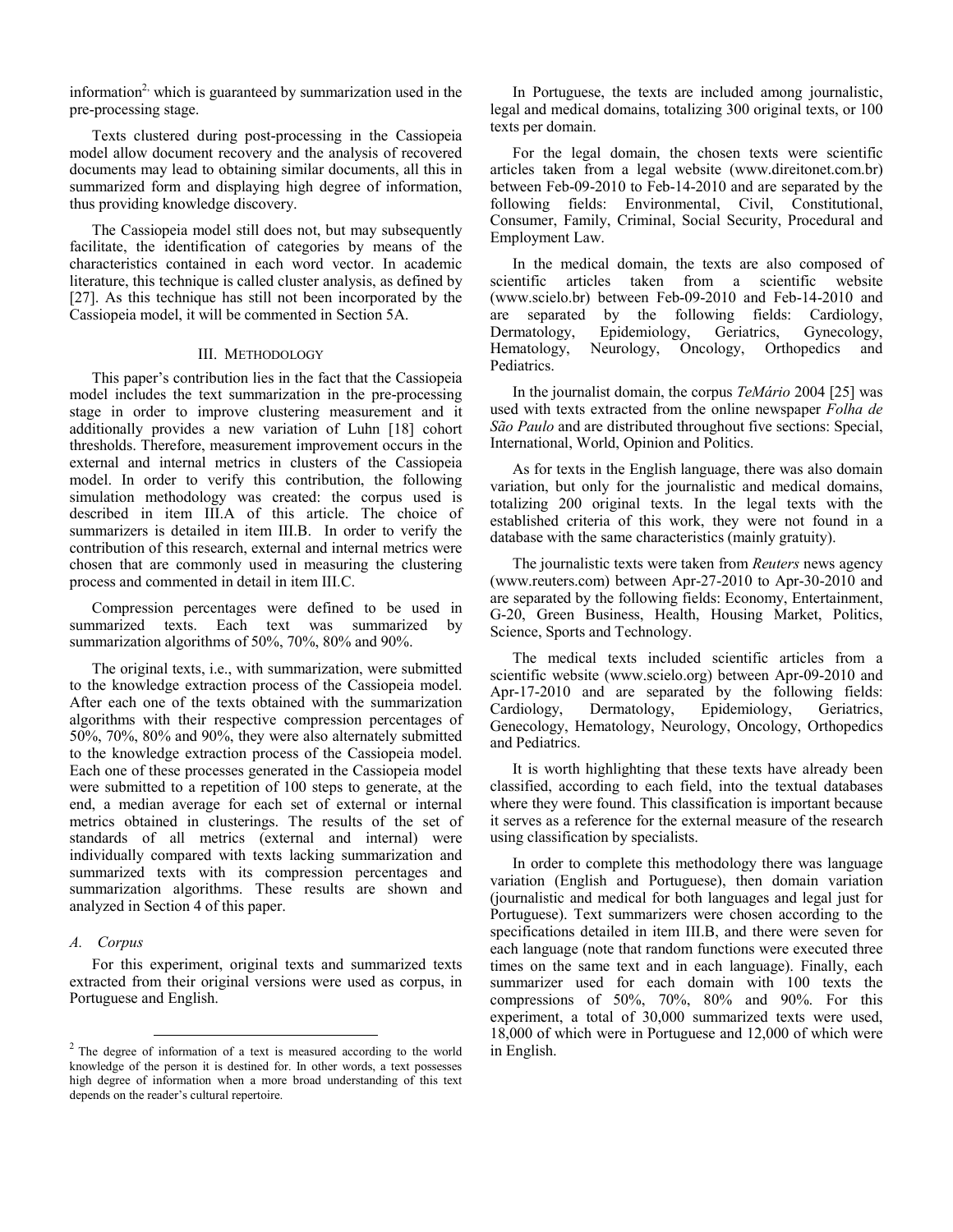information[2], which is guaranteed by summarization used in the pre-processing stage.

Texts clustered during post-processing in the Cassiopeia model allow document recovery and the analysis of recovered documents may lead to obtaining similar documents, all this in summarized form and displaying high degree of information, thus providing knowledge discovery.

The Cassiopeia model still does not, but may subsequently facilitate, the identification of categories by means of the characteristics contained in each word vector. In academic literature, this technique is called cluster analysis, as defined by [27]. As this technique has still not been incorporated by the Cassiopeia model, it will be commented in Section 5A.

## III. Methodology

This paper's contribution lies in the fact that the Cassiopeia model includes the text summarization in the pre-processing stage in order to improve clustering measurement and it additionally provides a new variation of Luhn [18] cohort thresholds. Therefore, measurement improvement occurs in the external and internal metrics in clusters of the Cassiopeia model. In order to verify this contribution, the following simulation methodology was created: the corpus used is described in item III.A of this article. The choice of summarizers is detailed in item III.B. In order to verify the contribution of this research, external and internal metrics were chosen that are commonly used in measuring the clustering process and commented in detail in item III.C.

Compression percentages were defined to be used in summarized texts. Each text was summarized by summarization algorithms of 50%, 70%, 80% and 90%.

The original texts, i.e., with summarization, were submitted to the knowledge extraction process of the Cassiopeia model. After each one of the texts obtained with the summarization algorithms with their respective compression percentages of 50%, 70%, 80% and 90%, they were also alternately submitted to the knowledge extraction process of the Cassiopeia model. Each one of these processes generated in the Cassiopeia model were submitted to a repetition of 100 steps to generate, at the end, a median average for each set of external or internal metrics obtained in clusterings. The results of the set of standards of all metrics (external and internal) were individually compared with texts lacking summarization and summarized texts with its compression percentages and summarization algorithms. These results are shown and analyzed in Section 4 of this paper.

### A. Corpus

For this experiment, original texts and summarized texts extracted from their original versions were used as corpus, in Portuguese and English.

In Portuguese, the texts are included among journalistic, legal and medical domains, totalizing 300 original texts, or 100 texts per domain.

For the legal domain, the chosen texts were scientific articles taken from a legal website (www.direitonet.com.br) between Feb-09-2010 to Feb-14-2010 and are separated by the following fields: Environmental, Civil, Constitutional, Consumer, Family, Criminal, Social Security, Procedural and Employment Law.

In the medical domain, the texts are also composed of scientific articles taken from a scientific website (www.scielo.br) between Feb-09-2010 and Feb-14-2010 and are separated by the following fields: Cardiology, Dermatology, Epidemiology, Geriatrics, Gynecology, Hematology, Neurology, Oncology, Orthopedics and Pediatrics.

In the journalist domain, the corpus *TeMário* 2004 [25] was used with texts extracted from the online newspaper *Folha de São Paulo* and are distributed throughout five sections: Special, International, World, Opinion and Politics.

As for texts in the English language, there was also domain variation, but only for the journalistic and medical domains, totalizing 200 original texts. In the legal texts with the established criteria of this work, they were not found in a database with the same characteristics (mainly gratuity).

The journalistic texts were taken from *Reuters* news agency (www.reuters.com) between Apr-27-2010 to Apr-30-2010 and are separated by the following fields: Economy, Entertainment, G-20, Green Business, Health, Housing Market, Politics, Science, Sports and Technology.

The medical texts included scientific articles from a scientific website (www.scielo.org) between Apr-09-2010 and Apr-17-2010 and are separated by the following fields: Cardiology, Dermatology, Epidemiology, Geriatrics, Genecology, Hematology, Neurology, Oncology, Orthopedics and Pediatrics.

It is worth highlighting that these texts have already been classified, according to each field, into the textual databases where they were found. This classification is important because it serves as a reference for the external measure of the research using classification by specialists.

In order to complete this methodology there was language variation (English and Portuguese), then domain variation (journalistic and medical for both languages and legal just for Portuguese). Text summarizers were chosen according to the specifications detailed in item III.B, and there were seven for each language (note that random functions were executed three times on the same text and in each language). Finally, each summarizer used for each domain with 100 texts the compressions of 50%, 70%, 80% and 90%. For this experiment, a total of 30,000 summarized texts were used, 18,000 of which were in Portuguese and 12,000 of which were in English.

[2] The degree of information of a text is measured according to the world knowledge of the person it is destined for. In other words, a text possesses high degree of information when a more broad understanding of this text depends on the reader's cultural repertoire.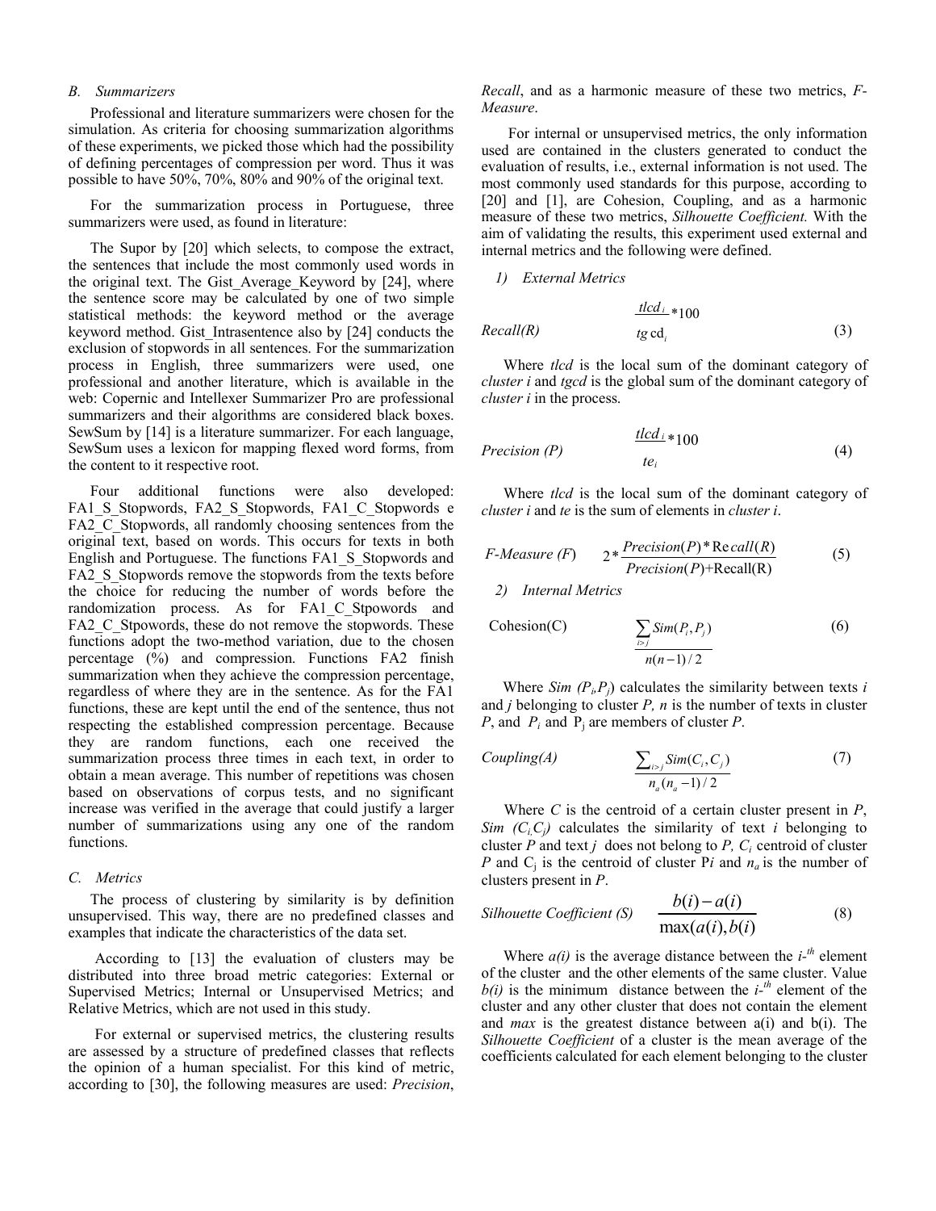### B. Summarizers

Professional and literature summarizers were chosen for the simulation. As criteria for choosing summarization algorithms of these experiments, we picked those which had the possibility of defining percentages of compression per word. Thus it was possible to have 50%, 70%, 80% and 90% of the original text.

For the summarization process in Portuguese, three summarizers were used, as found in literature:

The Supor by [20] which selects, to compose the extract, the sentences that include the most commonly used words in the original text. The Gist_Average_Keyword by [24], where the sentence score may be calculated by one of two simple statistical methods: the keyword method or the average keyword method. Gist_Intrasentence also by [24] conducts the exclusion of stopwords in all sentences. For the summarization process in English, three summarizers were used, one professional and another literature, which is available in the web: Copernic and Intellexer Summarizer Pro are professional summarizers and their algorithms are considered black boxes. SewSum by [14] is a literature summarizer. For each language, SewSum uses a lexicon for mapping flexed word forms, from the content to it respective root.

Four additional functions were also developed: FA1_S_Stopwords, FA2_S_Stopwords, FA1_C_Stopwords e FA2_C_Stopwords, all randomly choosing sentences from the original text, based on words. This occurs for texts in both English and Portuguese. The functions FA1_S_Stopwords and FA2_S_Stopwords remove the stopwords from the texts before the choice for reducing the number of words before the randomization process. As for FA1_C_Stpowords and FA2_C_Stpowords, these do not remove the stopwords. These functions adopt the two-method variation, due to the chosen percentage (%) and compression. Functions FA2 finish summarization when they achieve the compression percentage, regardless of where they are in the sentence. As for the FA1 functions, these are kept until the end of the sentence, thus not respecting the established compression percentage. Because they are random functions, each one received the summarization process three times in each text, in order to obtain a mean average. This number of repetitions was chosen based on observations of corpus tests, and no significant increase was verified in the average that could justify a larger number of summarizations using any one of the random functions.

### C. Metrics

The process of clustering by similarity is by definition unsupervised. This way, there are no predefined classes and examples that indicate the characteristics of the data set.

According to [13] the evaluation of clusters may be distributed into three broad metric categories: External or Supervised Metrics; Internal or Unsupervised Metrics; and Relative Metrics, which are not used in this study.

For external or supervised metrics, the clustering results are assessed by a structure of predefined classes that reflects the opinion of a human specialist. For this kind of metric, according to [30], the following measures are used: *Precision*, *Recall*, and as a harmonic measure of these two metrics, *F-Measure*.

For internal or unsupervised metrics, the only information used are contained in the clusters generated to conduct the evaluation of results, i.e., external information is not used. The most commonly used standards for this purpose, according to [20] and [1], are Cohesion, Coupling, and as a harmonic measure of these two metrics, *Silhouette Coefficient.* With the aim of validating the results, this experiment used external and internal metrics and the following were defined.

#### 1) External Metrics

*Recall(R)*

$$\frac{tlcd_i}{tgcd_i} * 100 \qquad (3)$$

Where *tlcd* is the local sum of the dominant category of *cluster i* and *tgcd* is the global sum of the dominant category of *cluster i* in the process.

*Precision (P)*

$$\frac{tlcd_i}{te_i} * 100 \qquad (4)$$

Where *tlcd* is the local sum of the dominant category of *cluster i* and *te* is the sum of elements in *cluster i*.

*F-Measure (F)*

$$2 * \frac{Precision(P) * Recall(R)}{Precision(P) + Recall(R)} \qquad (5)$$

#### 2) Internal Metrics

Cohesion(C)

$$\frac{\sum_{i>j} Sim(P_i, P_j)}{n(n-1)/2} \qquad (6)$$

Where $Sim(P_i, P_j)$ calculates the similarity between texts *i* and *j* belonging to cluster *P, n* is the number of texts in cluster *P*, and $P_i$ and $P_j$ are members of cluster *P*.

*Coupling(A)*

$$\frac{\sum_{i>j} Sim(C_i, C_j)}{n_a(n_a - 1)/2} \qquad (7)$$

Where *C* is the centroid of a certain cluster present in *P*, $Sim(C_i, C_j)$ calculates the similarity of text *i* belonging to cluster *P* and text *j* does not belong to *P*, $C_i$ centroid of cluster *P* and $C_j$ is the centroid of cluster P*i* and $n_a$ is the number of clusters present in *P*.

*Silhouette Coefficient (S)*

$$\frac{b(i) - a(i)}{\max(a(i), b(i))} \qquad (8)$$

Where *a(i)* is the average distance between the $i$-*th* element of the cluster and the other elements of the same cluster. Value *b(i)* is the minimum distance between the $i$-*th* element of the cluster and any other cluster that does not contain the element and *max* is the greatest distance between a(i) and b(i). The *Silhouette Coefficient* of a cluster is the mean average of the coefficients calculated for each element belonging to the cluster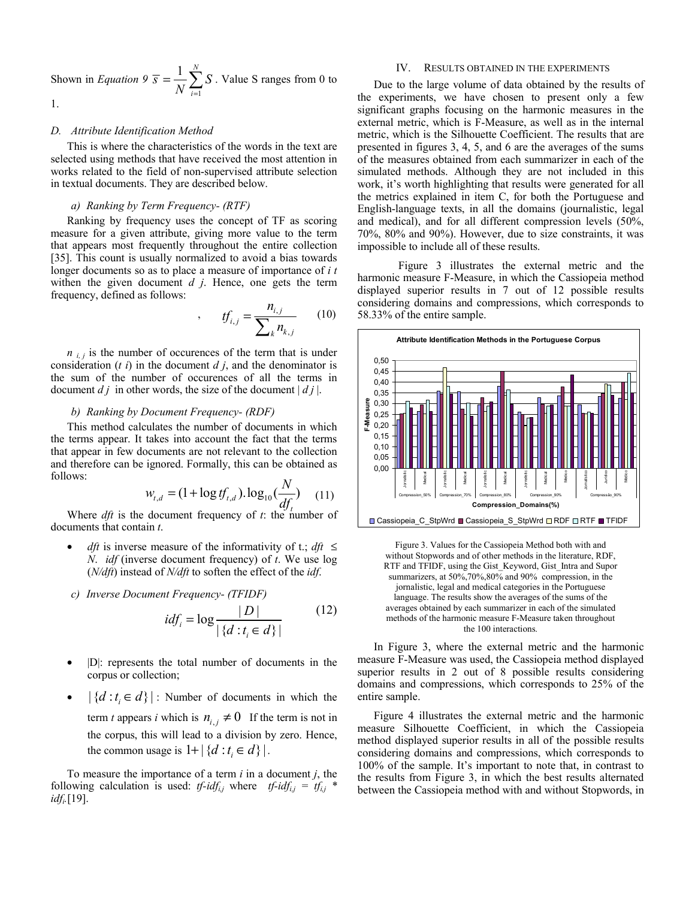Shown in *Equation 9* $\overline{s} = \frac{1}{N}\sum_{i=1}^{N} S$. Value S ranges from 0 to 1.

### D. Attribute Identification Method

This is where the characteristics of the words in the text are selected using methods that have received the most attention in works related to the field of non-supervised attribute selection in textual documents. They are described below.

#### a) Ranking by Term Frequency- (RTF)

Ranking by frequency uses the concept of TF as scoring measure for a given attribute, giving more value to the term that appears most frequently throughout the entire collection [35]. This count is usually normalized to avoid a bias towards longer documents so as to place a measure of importance of *i t* withen the given document *d j*. Hence, one gets the term frequency, defined as follows:

$$tf_{i,j} = \frac{n_{i,j}}{\sum_k n_{k,j}} \quad (10)$$

$n_{i,j}$ is the number of occurences of the term that is under consideration ($t_i$) in the document $d_j$, and the denominator is the sum of the number of occurences of all the terms in document $d_j$ in other words, the size of the document $|d_j|$.

#### b) Ranking by Document Frequency- (RDF)

This method calculates the number of documents in which the terms appear. It takes into account the fact that the terms that appear in few documents are not relevant to the collection and therefore can be ignored. Formally, this can be obtained as follows:

$$w_{t,d} = (1 + \log tf_{t,d}).\log_{10}(\frac{N}{df_t}) \quad (11)$$

Where *dft* is the document frequency of *t*: the number of documents that contain *t*.

- *dft* is inverse measure of the informativity of t.; *dft* ≤ *N*. *idf* (inverse document frequency) of *t*. We use log (*N/dft*) instead of *N/dft* to soften the effect of the *idf*.

#### c) Inverse Document Frequency- (TFIDF)

$$idf_i = \log \frac{|D|}{|\{d : t_i \in d\}|} \quad (12)$$

- |D|: represents the total number of documents in the corpus or collection;
- $|\{d : t_i \in d\}|$ : Number of documents in which the term *t* appears *i* which is $n_{i,j} \neq 0$ If the term is not in the corpus, this will lead to a division by zero. Hence, the common usage is $1 + |\{d : t_i \in d\}|$.

To measure the importance of a term *i* in a document *j*, the following calculation is used: $tf\text{-}idf_{i,j}$ where $tf\text{-}idf_{i,j} = tf_{i,j} * idf_i$.[19].

## IV. Results obtained in the experiments

Due to the large volume of data obtained by the results of the experiments, we have chosen to present only a few significant graphs focusing on the harmonic measures in the external metric, which is F-Measure, as well as in the internal metric, which is the Silhouette Coefficient. The results that are presented in figures 3, 4, 5, and 6 are the averages of the sums of the measures obtained from each summarizer in each of the simulated methods. Although they are not included in this work, it's worth highlighting that results were generated for all the metrics explained in item C, for both the Portuguese and English-language texts, in all the domains (journalistic, legal and medical), and for all different compression levels (50%, 70%, 80% and 90%). However, due to size constraints, it was impossible to include all of these results.

Figure 3 illustrates the external metric and the harmonic measure F-Measure, in which the Cassiopeia method displayed superior results in 7 out of 12 possible results considering domains and compressions, which corresponds to 58.33% of the entire sample.

Figure 3. Values for the Cassiopeia Method both with and without Stopwords and of other methods in the literature, RDF, RTF and TFIDF, using the Gist_Keyword, Gist_Intra and Supor summarizers, at 50%,70%,80% and 90% compression, in the jornalistic, legal and medical categories in the Portuguese language. The results show the averages of the sums of the averages obtained by each summarizer in each of the simulated methods of the harmonic measure F-Measure taken throughout the 100 interactions.

In Figure 3, where the external metric and the harmonic measure F-Measure was used, the Cassiopeia method displayed superior results in 2 out of 8 possible results considering domains and compressions, which corresponds to 25% of the entire sample.

Figure 4 illustrates the external metric and the harmonic measure Silhouette Coefficient, in which the Cassiopeia method displayed superior results in all of the possible results considering domains and compressions, which corresponds to 100% of the sample. It's important to note that, in contrast to the results from Figure 3, in which the best results alternated between the Cassiopeia method with and without Stopwords, in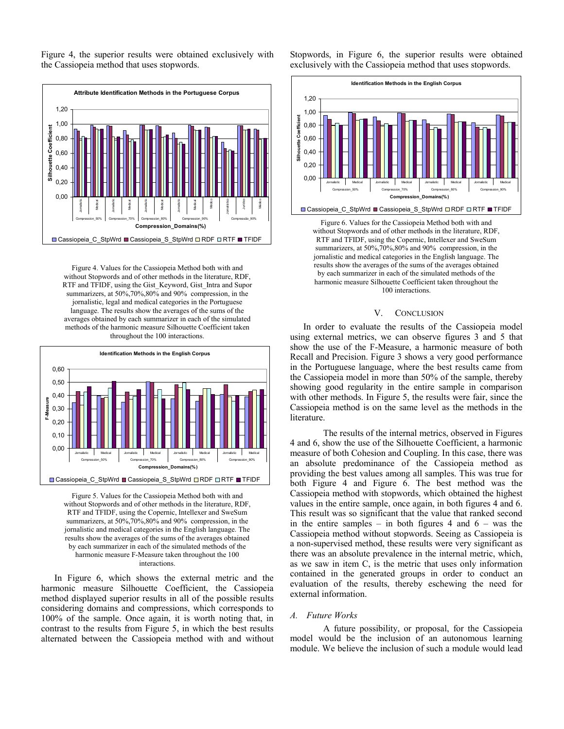Figure 4, the superior results were obtained exclusively with the Cassiopeia method that uses stopwords.

Figure 4. Values for the Cassiopeia Method both with and without Stopwords and of other methods in the literature, RDF, RTF and TFIDF, using the Gist_Keyword, Gist_Intra and Supor summarizers, at 50%,70%,80% and 90% compression, in the jornalistic, legal and medical categories in the Portuguese language. The results show the averages of the sums of the averages obtained by each summarizer in each of the simulated methods of the harmonic measure Silhouette Coefficient taken throughout the 100 interactions.

Figure 5. Values for the Cassiopeia Method both with and without Stopwords and of other methods in the literature, RDF, RTF and TFIDF, using the Copernic, Intellexer and SweSum summarizers, at 50%,70%,80% and 90% compression, in the jornalistic and medical categories in the English language. The results show the averages of the sums of the averages obtained by each summarizer in each of the simulated methods of the harmonic measure F-Measure taken throughout the 100 interactions.

In Figure 6, which shows the external metric and the harmonic measure Silhouette Coefficient, the Cassiopeia method displayed superior results in all of the possible results considering domains and compressions, which corresponds to 100% of the sample. Once again, it is worth noting that, in contrast to the results from Figure 5, in which the best results alternated between the Cassiopeia method with and without Stopwords, in Figure 6, the superior results were obtained exclusively with the Cassiopeia method that uses stopwords.

Figure 6. Values for the Cassiopeia Method both with and without Stopwords and of other methods in the literature, RDF, RTF and TFIDF, using the Copernic, Intellexer and SweSum summarizers, at 50%,70%,80% and 90% compression, in the jornalistic and medical categories in the English language. The results show the averages of the sums of the averages obtained by each summarizer in each of the simulated methods of the harmonic measure Silhouette Coefficient taken throughout the 100 interactions.

## V. Conclusion

In order to evaluate the results of the Cassiopeia model using external metrics, we can observe figures 3 and 5 that show the use of the F-Measure, a harmonic measure of both Recall and Precision. Figure 3 shows a very good performance in the Portuguese language, where the best results came from the Cassiopeia model in more than 50% of the sample, thereby showing good regularity in the entire sample in comparison with other methods. In Figure 5, the results were fair, since the Cassiopeia method is on the same level as the methods in the literature.

The results of the internal metrics, observed in Figures 4 and 6, show the use of the Silhouette Coefficient, a harmonic measure of both Cohesion and Coupling. In this case, there was an absolute predominance of the Cassiopeia method as providing the best values among all samples. This was true for both Figure 4 and Figure 6. The best method was the Cassiopeia method with stopwords, which obtained the highest values in the entire sample, once again, in both figures 4 and 6. This result was so significant that the value that ranked second in the entire samples – in both figures 4 and 6 – was the Cassiopeia method without stopwords. Seeing as Cassiopeia is a non-supervised method, these results were very significant as there was an absolute prevalence in the internal metric, which, as we saw in item C, is the metric that uses only information contained in the generated groups in order to conduct an evaluation of the results, thereby eschewing the need for external information.

### A. Future Works

A future possibility, or proposal, for the Cassiopeia model would be the inclusion of an autonomous learning module. We believe the inclusion of such a module would lead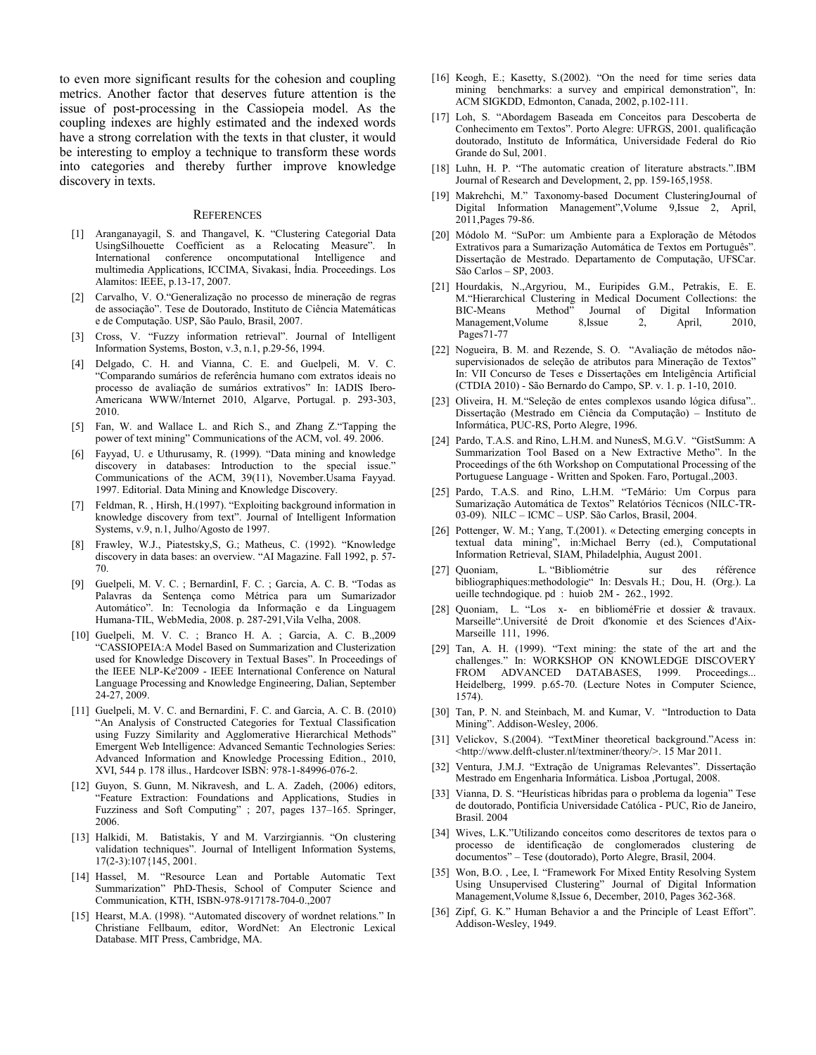to even more significant results for the cohesion and coupling metrics. Another factor that deserves future attention is the issue of post-processing in the Cassiopeia model. As the coupling indexes are highly estimated and the indexed words have a strong correlation with the texts in that cluster, it would be interesting to employ a technique to transform these words into categories and thereby further improve knowledge discovery in texts.

## REFERENCES

[1] Aranganayagil, S. and Thangavel, K. "Clustering Categorial Data UsingSilhouette Coefficient as a Relocating Measure". In International conference oncomputational Intelligence and multimedia Applications, ICCIMA, Sivakasi, Índia. Proceedings. Los Alamitos: IEEE, p.13-17, 2007.

[2] Carvalho, V. O."Generalização no processo de mineração de regras de associação". Tese de Doutorado, Instituto de Ciência Matemáticas e de Computação. USP, São Paulo, Brasil, 2007.

[3] Cross, V. "Fuzzy information retrieval". Journal of Intelligent Information Systems, Boston, v.3, n.1, p.29-56, 1994.

[4] Delgado, C. H. and Vianna, C. E. and Guelpeli, M. V. C. "Comparando sumários de referência humano com extratos ideais no processo de avaliação de sumários extrativos" In: IADIS Ibero-Americana WWW/Internet 2010, Algarve, Portugal. p. 293-303, 2010.

[5] Fan, W. and Wallace L. and Rich S., and Zhang Z."Tapping the power of text mining" Communications of the ACM, vol. 49. 2006.

[6] Fayyad, U. e Uthurusamy, R. (1999). "Data mining and knowledge discovery in databases: Introduction to the special issue." Communications of the ACM, 39(11), November.Usama Fayyad. 1997. Editorial. Data Mining and Knowledge Discovery.

[7] Feldman, R. , Hirsh, H.(1997). "Exploiting background information in knowledge discovery from text". Journal of Intelligent Information Systems, v.9, n.1, Julho/Agosto de 1997.

[8] Frawley, W.J., Piatestsky,S, G.; Matheus, C. (1992). "Knowledge discovery in data bases: an overview. "AI Magazine. Fall 1992, p. 57-70.

[9] Guelpeli, M. V. C. ; BernardinI, F. C. ; Garcia, A. C. B. "Todas as Palavras da Sentença como Métrica para um Sumarizador Automático". In: Tecnologia da Informação e da Linguagem Humana-TIL, WebMedia, 2008. p. 287-291,Vila Velha, 2008.

[10] Guelpeli, M. V. C. ; Branco H. A. ; Garcia, A. C. B.,2009 "CASSIOPEIA:A Model Based on Summarization and Clusterization used for Knowledge Discovery in Textual Bases". In Proceedings of the IEEE NLP-Ke'2009 - IEEE International Conference on Natural Language Processing and Knowledge Engineering, Dalian, September 24-27, 2009.

[11] Guelpeli, M. V. C. and Bernardini, F. C. and Garcia, A. C. B. (2010) "An Analysis of Constructed Categories for Textual Classification using Fuzzy Similarity and Agglomerative Hierarchical Methods" Emergent Web Intelligence: Advanced Semantic Technologies Series: Advanced Information and Knowledge Processing Edition., 2010, XVI, 544 p. 178 illus., Hardcover ISBN: 978-1-84996-076-2.

[12] Guyon, S. Gunn, M. Nikravesh, and L. A. Zadeh, (2006) editors, "Feature Extraction: Foundations and Applications, Studies in Fuzziness and Soft Computing" ; 207, pages 137–165. Springer, 2006.

[13] Halkidi, M. Batistakis, Y and M. Varzirgiannis. "On clustering validation techniques". Journal of Intelligent Information Systems, 17(2-3):107{145, 2001.

[14] Hassel, M. "Resource Lean and Portable Automatic Text Summarization" PhD-Thesis, School of Computer Science and Communication, KTH, ISBN-978-917178-704-0.,2007

[15] Hearst, M.A. (1998). "Automated discovery of wordnet relations." In Christiane Fellbaum, editor, WordNet: An Electronic Lexical Database. MIT Press, Cambridge, MA.

[16] Keogh, E.; Kasetty, S.(2002). "On the need for time series data mining benchmarks: a survey and empirical demonstration", In: ACM SIGKDD, Edmonton, Canada, 2002, p.102-111.

[17] Loh, S. "Abordagem Baseada em Conceitos para Descoberta de Conhecimento em Textos". Porto Alegre: UFRGS, 2001. qualificação doutorado, Instituto de Informática, Universidade Federal do Rio Grande do Sul, 2001.

[18] Luhn, H. P. "The automatic creation of literature abstracts.".IBM Journal of Research and Development, 2, pp. 159-165,1958.

[19] Makrehchi, M." Taxonomy-based Document ClusteringJournal of Digital Information Management",Volume 9,Issue 2, April, 2011,Pages 79-86.

[20] Módolo M. "SuPor: um Ambiente para a Exploração de Métodos Extrativos para a Sumarização Automática de Textos em Português". Dissertação de Mestrado. Departamento de Computação, UFSCar. São Carlos – SP, 2003.

[21] Hourdakis, N.,Argyriou, M., Euripides G.M., Petrakis, E. E. M."Hierarchical Clustering in Medical Document Collections: the BIC-Means Method" Journal of Digital Information Management,Volume 8,Issue 2, April, 2010, Pages71-77

[22] Nogueira, B. M. and Rezende, S. O. "Avaliação de métodos não-supervisionados de seleção de atributos para Mineração de Textos" In: VII Concurso de Teses e Dissertações em Inteligência Artificial (CTDIA 2010) - São Bernardo do Campo, SP. v. 1. p. 1-10, 2010.

[23] Oliveira, H. M."Seleção de entes complexos usando lógica difusa".. Dissertação (Mestrado em Ciência da Computação) – Instituto de Informática, PUC-RS, Porto Alegre, 1996.

[24] Pardo, T.A.S. and Rino, L.H.M. and NunesS, M.G.V. "GistSumm: A Summarization Tool Based on a New Extractive Metho". In the Proceedings of the 6th Workshop on Computational Processing of the Portuguese Language - Written and Spoken. Faro, Portugal.,2003.

[25] Pardo, T.A.S. and Rino, L.H.M. "TeMário: Um Corpus para Sumarização Automática de Textos" Relatórios Técnicos (NILC-TR-03-09). NILC – ICMC – USP. São Carlos, Brasil, 2004.

[26] Pottenger, W. M.; Yang, T.(2001). « Detecting emerging concepts in textual data mining", in:Michael Berry (ed.), Computational Information Retrieval, SIAM, Philadelphia, August 2001.

[27] Quoniam, L. "Bibliométrie sur des référence bibliographiques:methodologie" In: Desvals H.; Dou, H. (Org.). La ueille techndogique. pd : huiob 2M - 262., 1992.

[28] Quoniam, L. "Los x- en bibliioméFrie et dossier & travaux. Marseille".Université de Droit d'konomie et des Sciences d'Aix-Marseille 111, 1996.

[29] Tan, A. H. (1999). "Text mining: the state of the art and the challenges." In: WORKSHOP ON KNOWLEDGE DISCOVERY FROM ADVANCED DATABASES, 1999. Proceedings... Heidelberg, 1999. p.65-70. (Lecture Notes in Computer Science, 1574).

[30] Tan, P. N. and Steinbach, M. and Kumar, V. "Introduction to Data Mining". Addison-Wesley, 2006.

[31] Velickov, S.(2004). "TextMiner theoretical background."Acess in: <http://www.delft-cluster.nl/textminer/theory/>. 15 Mar 2011.

[32] Ventura, J.M.J. "Extração de Unigramas Relevantes". Dissertação Mestrado em Engenharia Informática. Lisboa ,Portugal, 2008.

[33] Vianna, D. S. "Heurísticas híbridas para o problema da logenia" Tese de doutorado, Pontifícia Universidade Católica - PUC, Rio de Janeiro, Brasil. 2004

[34] Wives, L.K."Utilizando conceitos como descritores de textos para o processo de identificação de conglomerados clustering de documentos" – Tese (doutorado), Porto Alegre, Brasil, 2004.

[35] Won, B.O. , Lee, I. "Framework For Mixed Entity Resolving System Using Unsupervised Clustering" Journal of Digital Information Management,Volume 8,Issue 6, December, 2010, Pages 362-368.

[36] Zipf, G. K." Human Behavior a and the Principle of Least Effort". Addison-Wesley, 1949.